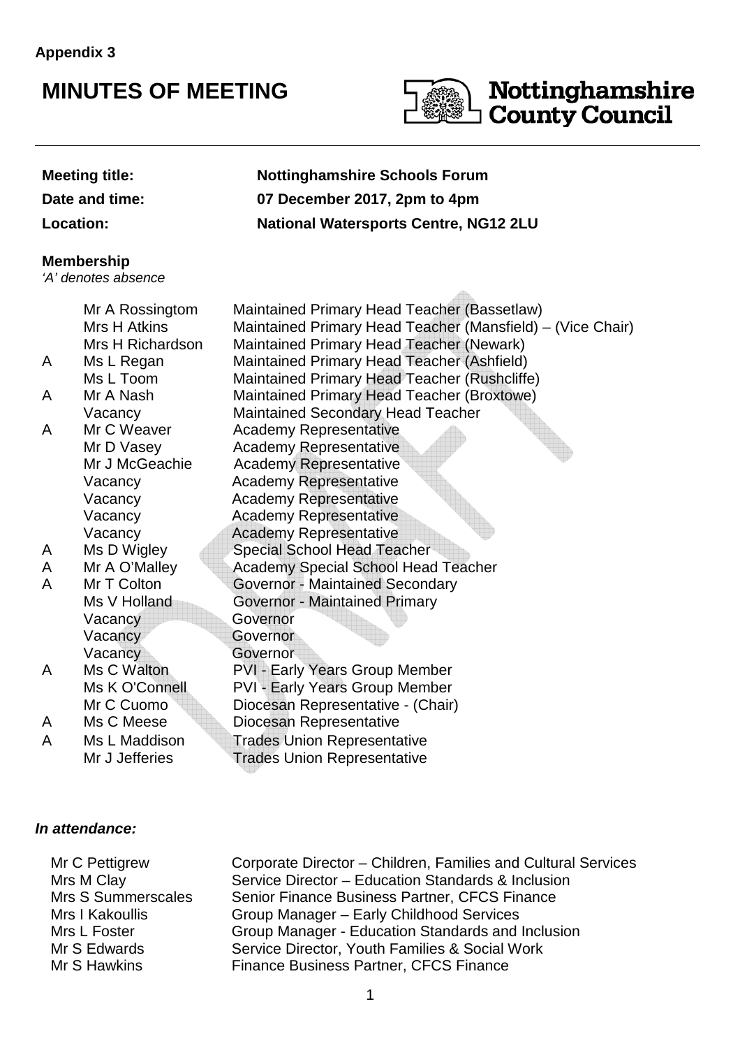**Appendix 3**

# MINUTES OF MEETING

Nottinghamshire County Council

---

| | |
|---|---|
| **Meeting title:** | **Nottinghamshire Schools Forum** |
| **Date and time:** | **07 December 2017, 2pm to 4pm** |
| **Location:** | **National Watersports Centre, NG12 2LU** |

**Membership**

*'A' denotes absence*

| | | |
|---|---|---|
| | Mr A Rossingtom | Maintained Primary Head Teacher (Bassetlaw) |
| | Mrs H Atkins | Maintained Primary Head Teacher (Mansfield) – (Vice Chair) |
| | Mrs H Richardson | Maintained Primary Head Teacher (Newark) |
| A | Ms L Regan | Maintained Primary Head Teacher (Ashfield) |
| | Ms L Toom | Maintained Primary Head Teacher (Rushcliffe) |
| A | Mr A Nash | Maintained Primary Head Teacher (Broxtowe) |
| | Vacancy | Maintained Secondary Head Teacher |
| A | Mr C Weaver | Academy Representative |
| | Mr D Vasey | Academy Representative |
| | Mr J McGeachie | Academy Representative |
| | Vacancy | Academy Representative |
| | Vacancy | Academy Representative |
| | Vacancy | Academy Representative |
| | Vacancy | Academy Representative |
| A | Ms D Wigley | Special School Head Teacher |
| A | Mr A O'Malley | Academy Special School Head Teacher |
| A | Mr T Colton | Governor - Maintained Secondary |
| | Ms V Holland | Governor - Maintained Primary |
| | Vacancy | Governor |
| | Vacancy | Governor |
| | Vacancy | Governor |
| A | Ms C Walton | PVI - Early Years Group Member |
| | Ms K O'Connell | PVI - Early Years Group Member |
| | Mr C Cuomo | Diocesan Representative - (Chair) |
| A | Ms C Meese | Diocesan Representative |
| A | Ms L Maddison | Trades Union Representative |
| | Mr J Jefferies | Trades Union Representative |

***In attendance:***

| | |
|---|---|
| Mr C Pettigrew | Corporate Director – Children, Families and Cultural Services |
| Mrs M Clay | Service Director – Education Standards & Inclusion |
| Mrs S Summerscales | Senior Finance Business Partner, CFCS Finance |
| Mrs I Kakoullis | Group Manager – Early Childhood Services |
| Mrs L Foster | Group Manager - Education Standards and Inclusion |
| Mr S Edwards | Service Director, Youth Families & Social Work |
| Mr S Hawkins | Finance Business Partner, CFCS Finance |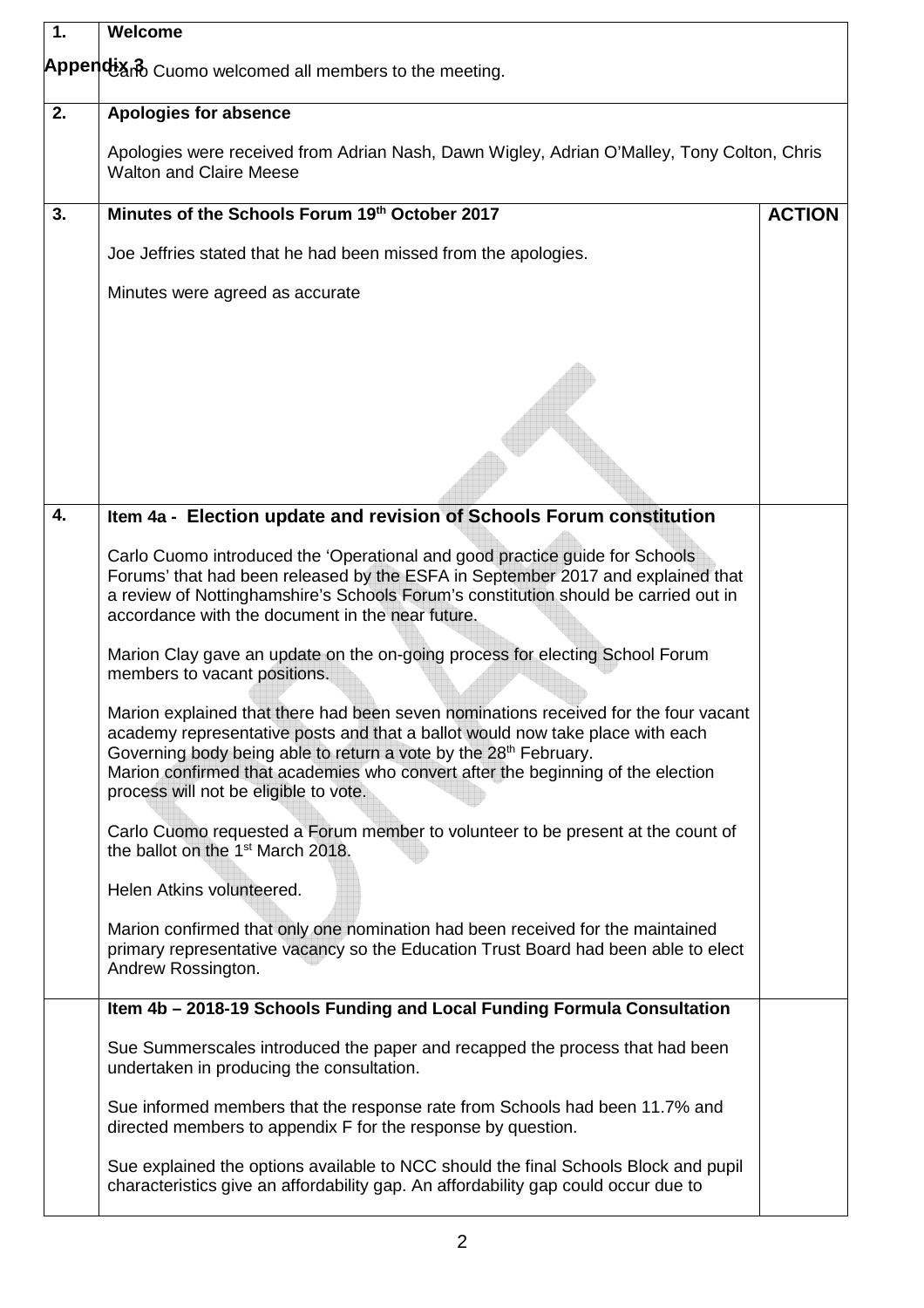Appendix 3

| | | |
|---|---|---|
| **1.** | **Welcome**<br><br>Carlo Cuomo welcomed all members to the meeting. | |
| **2.** | **Apologies for absence**<br><br>Apologies were received from Adrian Nash, Dawn Wigley, Adrian O'Malley, Tony Colton, Chris Walton and Claire Meese | |
| **3.** | **Minutes of the Schools Forum 19th October 2017**<br><br>Joe Jeffries stated that he had been missed from the apologies.<br><br>Minutes were agreed as accurate | **ACTION** |
| **4.** | **Item 4a - Election update and revision of Schools Forum constitution**<br><br>Carlo Cuomo introduced the 'Operational and good practice guide for Schools Forums' that had been released by the ESFA in September 2017 and explained that a review of Nottinghamshire's Schools Forum's constitution should be carried out in accordance with the document in the near future.<br><br>Marion Clay gave an update on the on-going process for electing School Forum members to vacant positions.<br><br>Marion explained that there had been seven nominations received for the four vacant academy representative posts and that a ballot would now take place with each Governing body being able to return a vote by the 28th February.<br>Marion confirmed that academies who convert after the beginning of the election process will not be eligible to vote.<br><br>Carlo Cuomo requested a Forum member to volunteer to be present at the count of the ballot on the 1st March 2018.<br><br>Helen Atkins volunteered.<br><br>Marion confirmed that only one nomination had been received for the maintained primary representative vacancy so the Education Trust Board had been able to elect Andrew Rossington. | |
| | **Item 4b – 2018-19 Schools Funding and Local Funding Formula Consultation**<br><br>Sue Summerscales introduced the paper and recapped the process that had been undertaken in producing the consultation.<br><br>Sue informed members that the response rate from Schools had been 11.7% and directed members to appendix F for the response by question.<br><br>Sue explained the options available to NCC should the final Schools Block and pupil characteristics give an affordability gap. An affordability gap could occur due to | |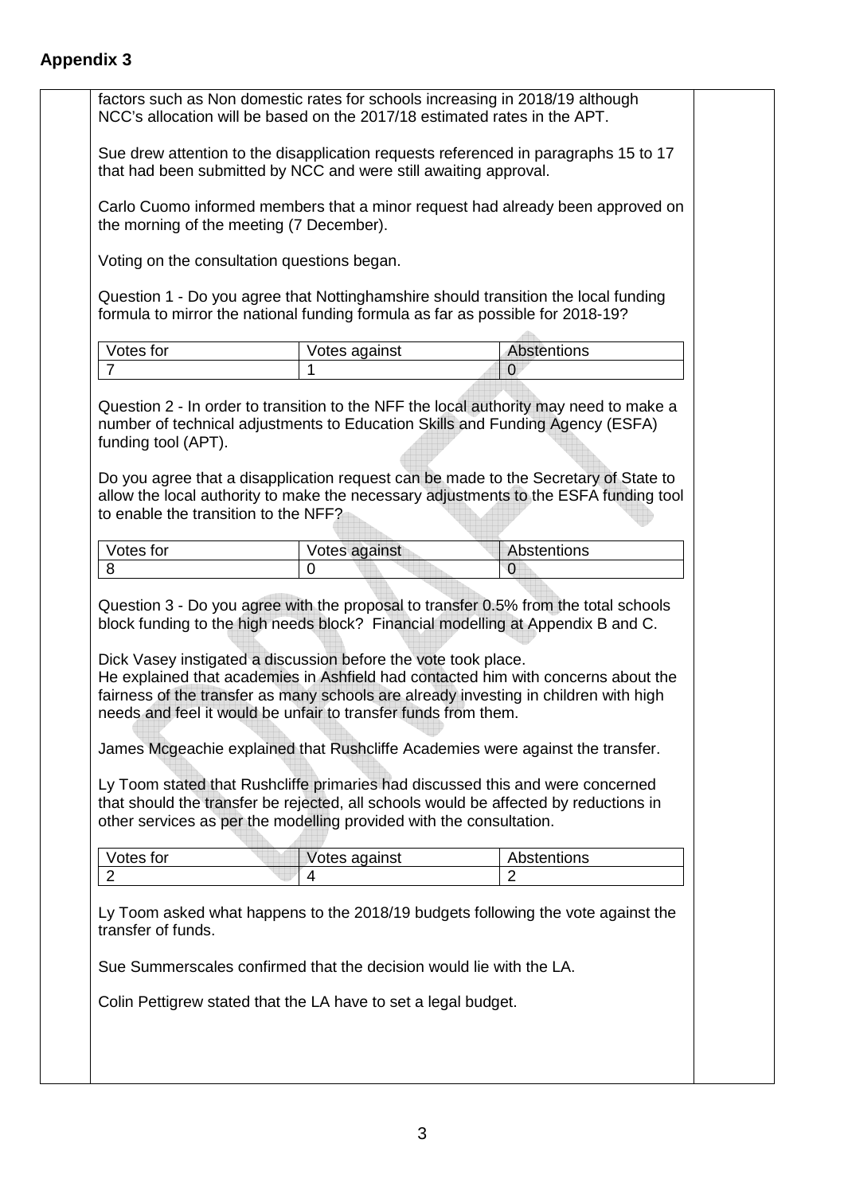## Appendix 3

factors such as Non domestic rates for schools increasing in 2018/19 although NCC's allocation will be based on the 2017/18 estimated rates in the APT.

Sue drew attention to the disapplication requests referenced in paragraphs 15 to 17 that had been submitted by NCC and were still awaiting approval.

Carlo Cuomo informed members that a minor request had already been approved on the morning of the meeting (7 December).

Voting on the consultation questions began.

Question 1 - Do you agree that Nottinghamshire should transition the local funding formula to mirror the national funding formula as far as possible for 2018-19?

| Votes for | Votes against | Abstentions |
|---|---|---|
| 7 | 1 | 0 |

Question 2 - In order to transition to the NFF the local authority may need to make a number of technical adjustments to Education Skills and Funding Agency (ESFA) funding tool (APT).

Do you agree that a disapplication request can be made to the Secretary of State to allow the local authority to make the necessary adjustments to the ESFA funding tool to enable the transition to the NFF?

| Votes for | Votes against | Abstentions |
|---|---|---|
| 8 | 0 | 0 |

Question 3 - Do you agree with the proposal to transfer 0.5% from the total schools block funding to the high needs block? Financial modelling at Appendix B and C.

Dick Vasey instigated a discussion before the vote took place.
He explained that academies in Ashfield had contacted him with concerns about the fairness of the transfer as many schools are already investing in children with high needs and feel it would be unfair to transfer funds from them.

James Mcgeachie explained that Rushcliffe Academies were against the transfer.

Ly Toom stated that Rushcliffe primaries had discussed this and were concerned that should the transfer be rejected, all schools would be affected by reductions in other services as per the modelling provided with the consultation.

| Votes for | Votes against | Abstentions |
|---|---|---|
| 2 | 4 | 2 |

Ly Toom asked what happens to the 2018/19 budgets following the vote against the transfer of funds.

Sue Summerscales confirmed that the decision would lie with the LA.

Colin Pettigrew stated that the LA have to set a legal budget.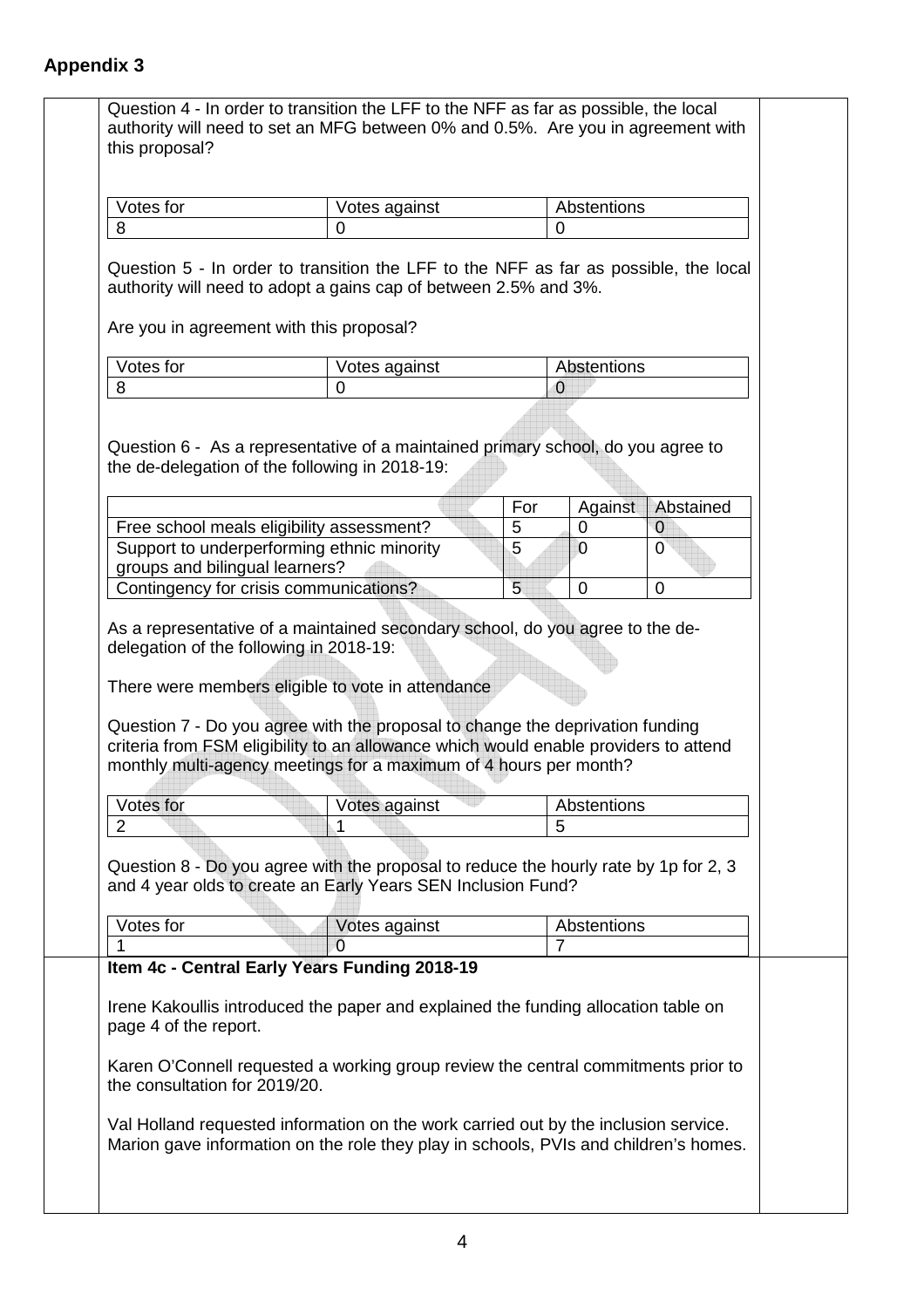## Appendix 3

Question 4 - In order to transition the LFF to the NFF as far as possible, the local authority will need to set an MFG between 0% and 0.5%. Are you in agreement with this proposal?

| Votes for | Votes against | Abstentions |
| --- | --- | --- |
| 8 | 0 | 0 |

Question 5 - In order to transition the LFF to the NFF as far as possible, the local authority will need to adopt a gains cap of between 2.5% and 3%.

Are you in agreement with this proposal?

| Votes for | Votes against | Abstentions |
| --- | --- | --- |
| 8 | 0 | 0 |

Question 6 - As a representative of a maintained primary school, do you agree to the de-delegation of the following in 2018-19:

| | For | Against | Abstained |
| --- | --- | --- | --- |
| Free school meals eligibility assessment? | 5 | 0 | 0 |
| Support to underperforming ethnic minority groups and bilingual learners? | 5 | 0 | 0 |
| Contingency for crisis communications? | 5 | 0 | 0 |

As a representative of a maintained secondary school, do you agree to the de-delegation of the following in 2018-19:

There were members eligible to vote in attendance

Question 7 - Do you agree with the proposal to change the deprivation funding criteria from FSM eligibility to an allowance which would enable providers to attend monthly multi-agency meetings for a maximum of 4 hours per month?

| Votes for | Votes against | Abstentions |
| --- | --- | --- |
| 2 | 1 | 5 |

Question 8 - Do you agree with the proposal to reduce the hourly rate by 1p for 2, 3 and 4 year olds to create an Early Years SEN Inclusion Fund?

| Votes for | Votes against | Abstentions |
| --- | --- | --- |
| 1 | 0 | 7 |

**Item 4c - Central Early Years Funding 2018-19**

Irene Kakoullis introduced the paper and explained the funding allocation table on page 4 of the report.

Karen O'Connell requested a working group review the central commitments prior to the consultation for 2019/20.

Val Holland requested information on the work carried out by the inclusion service. Marion gave information on the role they play in schools, PVIs and children's homes.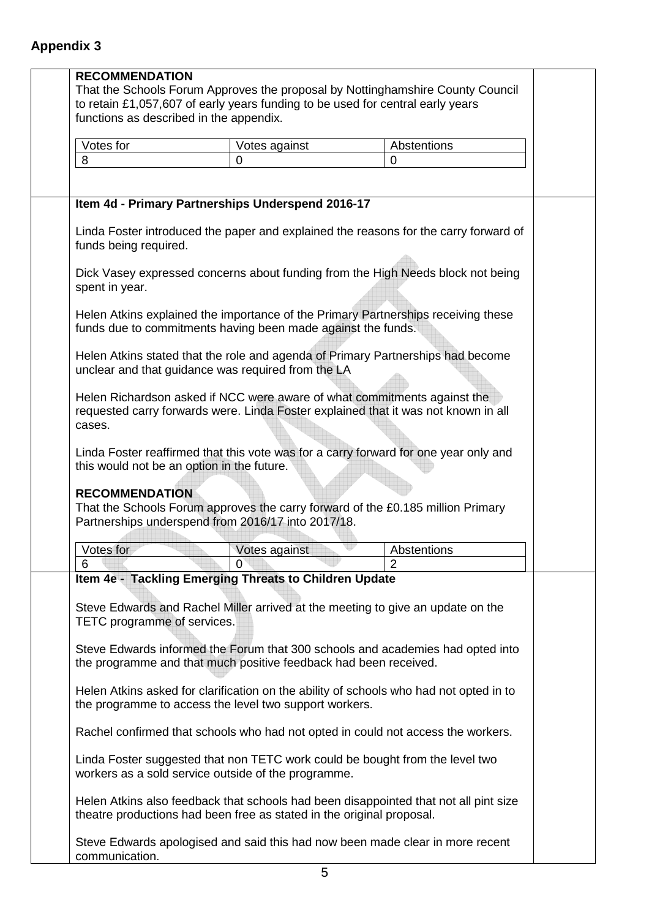## Appendix 3

**RECOMMENDATION**
That the Schools Forum Approves the proposal by Nottinghamshire County Council to retain £1,057,607 of early years funding to be used for central early years functions as described in the appendix.

| Votes for | Votes against | Abstentions |
|---|---|---|
| 8 | 0 | 0 |

**Item 4d - Primary Partnerships Underspend 2016-17**

Linda Foster introduced the paper and explained the reasons for the carry forward of funds being required.

Dick Vasey expressed concerns about funding from the High Needs block not being spent in year.

Helen Atkins explained the importance of the Primary Partnerships receiving these funds due to commitments having been made against the funds.

Helen Atkins stated that the role and agenda of Primary Partnerships had become unclear and that guidance was required from the LA

Helen Richardson asked if NCC were aware of what commitments against the requested carry forwards were. Linda Foster explained that it was not known in all cases.

Linda Foster reaffirmed that this vote was for a carry forward for one year only and this would not be an option in the future.

**RECOMMENDATION**
That the Schools Forum approves the carry forward of the £0.185 million Primary Partnerships underspend from 2016/17 into 2017/18.

| Votes for | Votes against | Abstentions |
|---|---|---|
| 6 | 0 | 2 |

**Item 4e - Tackling Emerging Threats to Children Update**

Steve Edwards and Rachel Miller arrived at the meeting to give an update on the TETC programme of services.

Steve Edwards informed the Forum that 300 schools and academies had opted into the programme and that much positive feedback had been received.

Helen Atkins asked for clarification on the ability of schools who had not opted in to the programme to access the level two support workers.

Rachel confirmed that schools who had not opted in could not access the workers.

Linda Foster suggested that non TETC work could be bought from the level two workers as a sold service outside of the programme.

Helen Atkins also feedback that schools had been disappointed that not all pint size theatre productions had been free as stated in the original proposal.

Steve Edwards apologised and said this had now been made clear in more recent communication.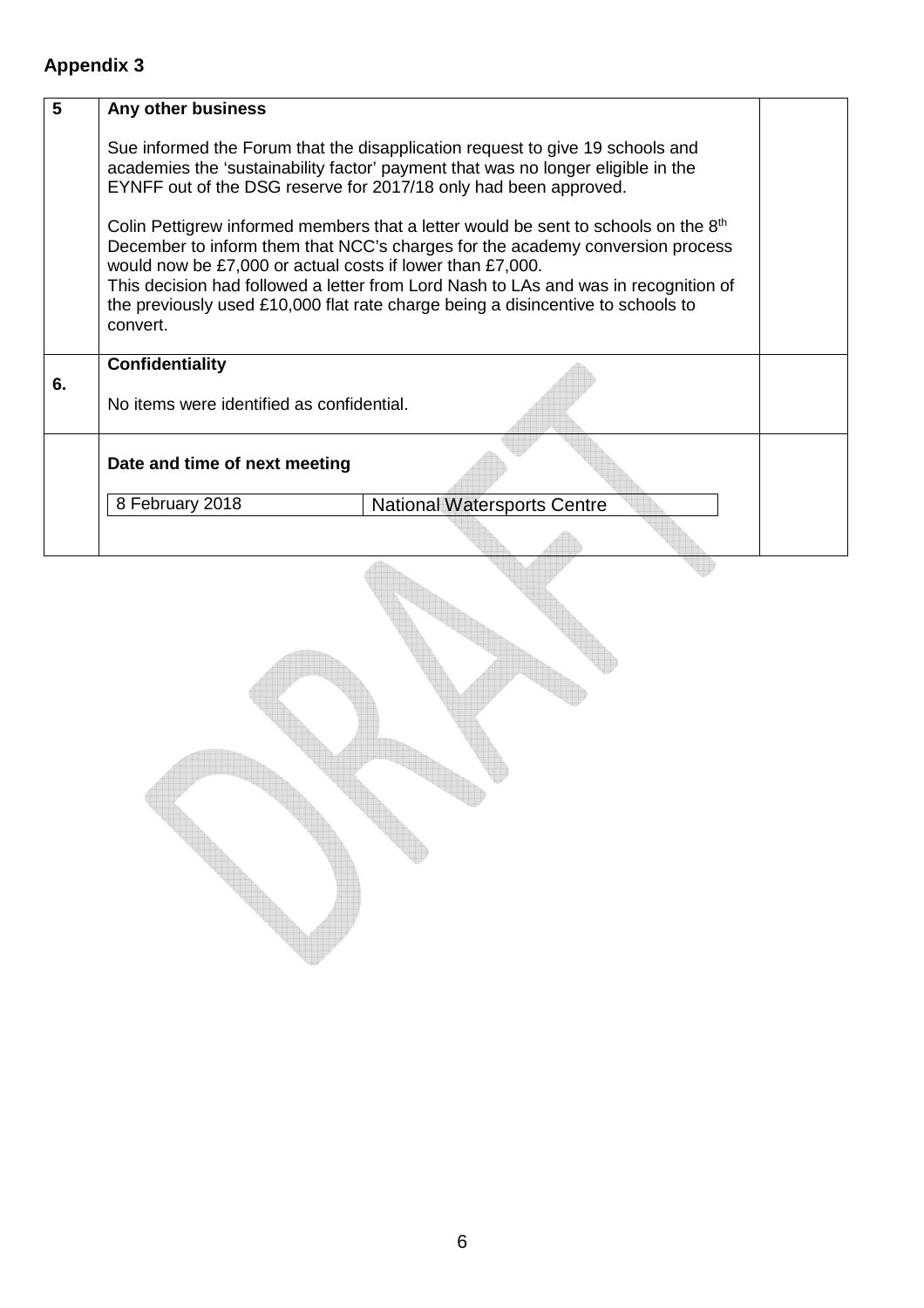**Appendix 3**

| | | |
|---|---|---|
| **5** | **Any other business**<br><br>Sue informed the Forum that the disapplication request to give 19 schools and academies the 'sustainability factor' payment that was no longer eligible in the EYNFF out of the DSG reserve for 2017/18 only had been approved.<br><br>Colin Pettigrew informed members that a letter would be sent to schools on the 8th December to inform them that NCC's charges for the academy conversion process would now be £7,000 or actual costs if lower than £7,000.<br>This decision had followed a letter from Lord Nash to LAs and was in recognition of the previously used £10,000 flat rate charge being a disincentive to schools to convert. | |
| **6.** | **Confidentiality**<br><br>No items were identified as confidential. | |
| | **Date and time of next meeting**<br><br>8 February 2018 — National Watersports Centre | |

DRAFT